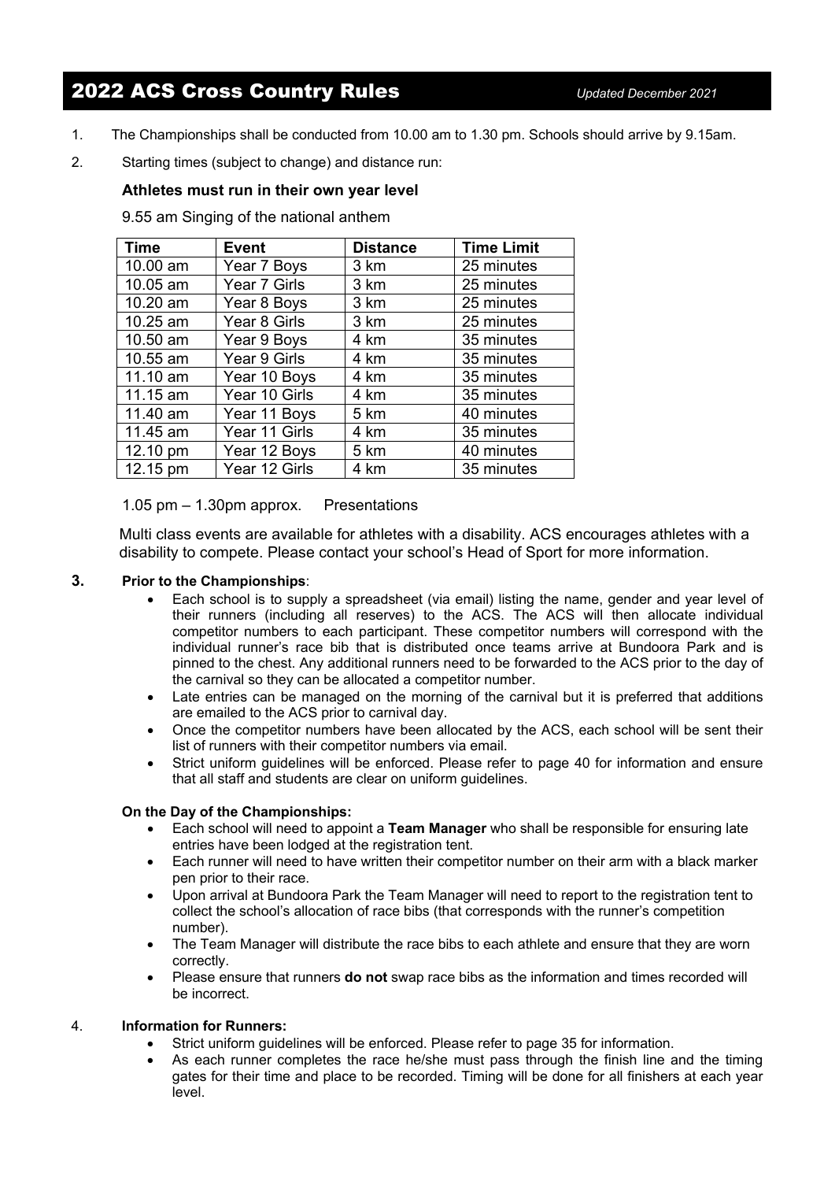# 2022 ACS Cross Country Rules

*Updated December 2021*

1. The Championships shall be conducted from 10.00 am to 1.30 pm. Schools should arrive by 9.15am.

2. Starting times (subject to change) and distance run:

**Athletes must run in their own year level**

9.55 am Singing of the national anthem

| Time | Event | Distance | Time Limit |
|---|---|---|---|
| 10.00 am | Year 7 Boys | 3 km | 25 minutes |
| 10.05 am | Year 7 Girls | 3 km | 25 minutes |
| 10.20 am | Year 8 Boys | 3 km | 25 minutes |
| 10.25 am | Year 8 Girls | 3 km | 25 minutes |
| 10.50 am | Year 9 Boys | 4 km | 35 minutes |
| 10.55 am | Year 9 Girls | 4 km | 35 minutes |
| 11.10 am | Year 10 Boys | 4 km | 35 minutes |
| 11.15 am | Year 10 Girls | 4 km | 35 minutes |
| 11.40 am | Year 11 Boys | 5 km | 40 minutes |
| 11.45 am | Year 11 Girls | 4 km | 35 minutes |
| 12.10 pm | Year 12 Boys | 5 km | 40 minutes |
| 12.15 pm | Year 12 Girls | 4 km | 35 minutes |

1.05 pm – 1.30pm approx. Presentations

Multi class events are available for athletes with a disability. ACS encourages athletes with a disability to compete. Please contact your school's Head of Sport for more information.

3. **Prior to the Championships**:

- Each school is to supply a spreadsheet (via email) listing the name, gender and year level of their runners (including all reserves) to the ACS. The ACS will then allocate individual competitor numbers to each participant. These competitor numbers will correspond with the individual runner's race bib that is distributed once teams arrive at Bundoora Park and is pinned to the chest. Any additional runners need to be forwarded to the ACS prior to the day of the carnival so they can be allocated a competitor number.
- Late entries can be managed on the morning of the carnival but it is preferred that additions are emailed to the ACS prior to carnival day.
- Once the competitor numbers have been allocated by the ACS, each school will be sent their list of runners with their competitor numbers via email.
- Strict uniform guidelines will be enforced. Please refer to page 40 for information and ensure that all staff and students are clear on uniform guidelines.

**On the Day of the Championships:**

- Each school will need to appoint a **Team Manager** who shall be responsible for ensuring late entries have been lodged at the registration tent.
- Each runner will need to have written their competitor number on their arm with a black marker pen prior to their race.
- Upon arrival at Bundoora Park the Team Manager will need to report to the registration tent to collect the school's allocation of race bibs (that corresponds with the runner's competition number).
- The Team Manager will distribute the race bibs to each athlete and ensure that they are worn correctly.
- Please ensure that runners **do not** swap race bibs as the information and times recorded will be incorrect.

4. **Information for Runners:**

- Strict uniform guidelines will be enforced. Please refer to page 35 for information.
- As each runner completes the race he/she must pass through the finish line and the timing gates for their time and place to be recorded. Timing will be done for all finishers at each year level.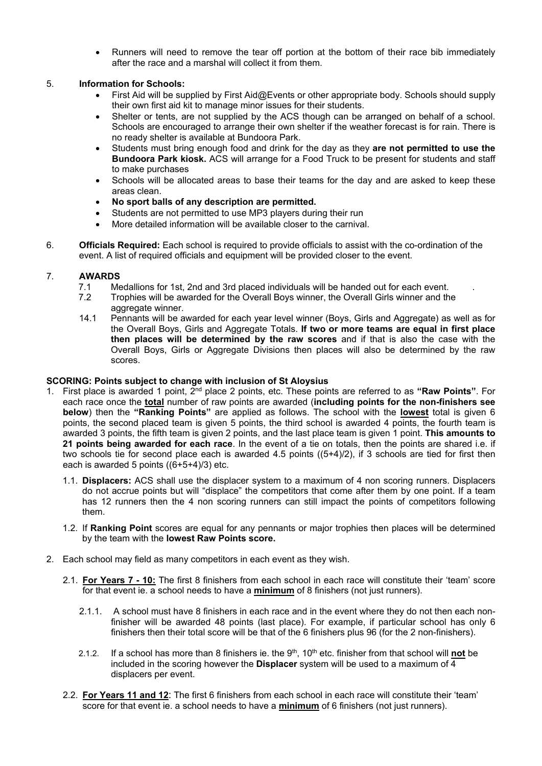- Runners will need to remove the tear off portion at the bottom of their race bib immediately after the race and a marshal will collect it from them.

5. **Information for Schools:**
   - First Aid will be supplied by First Aid@Events or other appropriate body. Schools should supply their own first aid kit to manage minor issues for their students.
   - Shelter or tents, are not supplied by the ACS though can be arranged on behalf of a school. Schools are encouraged to arrange their own shelter if the weather forecast is for rain. There is no ready shelter is available at Bundoora Park.
   - Students must bring enough food and drink for the day as they **are not permitted to use the Bundoora Park kiosk.** ACS will arrange for a Food Truck to be present for students and staff to make purchases
   - Schools will be allocated areas to base their teams for the day and are asked to keep these areas clean.
   - **No sport balls of any description are permitted.**
   - Students are not permitted to use MP3 players during their run
   - More detailed information will be available closer to the carnival.

6. **Officials Required:** Each school is required to provide officials to assist with the co-ordination of the event. A list of required officials and equipment will be provided closer to the event.

7. **AWARDS**
   - 7.1 Medallions for 1st, 2nd and 3rd placed individuals will be handed out for each event.
   - 7.2 Trophies will be awarded for the Overall Boys winner, the Overall Girls winner and the aggregate winner.
   - 14.1 Pennants will be awarded for each year level winner (Boys, Girls and Aggregate) as well as for the Overall Boys, Girls and Aggregate Totals. **If two or more teams are equal in first place then places will be determined by the raw scores** and if that is also the case with the Overall Boys, Girls or Aggregate Divisions then places will also be determined by the raw scores.

**SCORING: Points subject to change with inclusion of St Aloysius**

1. First place is awarded 1 point, 2nd place 2 points, etc. These points are referred to as **"Raw Points"**. For each race once the **total** number of raw points are awarded (**including points for the non-finishers see below**) then the **"Ranking Points"** are applied as follows. The school with the **lowest** total is given 6 points, the second placed team is given 5 points, the third school is awarded 4 points, the fourth team is awarded 3 points, the fifth team is given 2 points, and the last place team is given 1 point. **This amounts to 21 points being awarded for each race**. In the event of a tie on totals, then the points are shared i.e. if two schools tie for second place each is awarded 4.5 points ((5+4)/2), if 3 schools are tied for first then each is awarded 5 points ((6+5+4)/3) etc.

   1.1. **Displacers:** ACS shall use the displacer system to a maximum of 4 non scoring runners. Displacers do not accrue points but will "displace" the competitors that come after them by one point. If a team has 12 runners then the 4 non scoring runners can still impact the points of competitors following them.

   1.2. If **Ranking Point** scores are equal for any pennants or major trophies then places will be determined by the team with the **lowest Raw Points score.**

2. Each school may field as many competitors in each event as they wish.

   2.1. **For Years 7 - 10:** The first 8 finishers from each school in each race will constitute their 'team' score for that event ie. a school needs to have a **minimum** of 8 finishers (not just runners).

      2.1.1. A school must have 8 finishers in each race and in the event where they do not then each non-finisher will be awarded 48 points (last place). For example, if particular school has only 6 finishers then their total score will be that of the 6 finishers plus 96 (for the 2 non-finishers).

      2.1.2. If a school has more than 8 finishers ie. the 9th, 10th etc. finisher from that school will **not** be included in the scoring however the **Displacer** system will be used to a maximum of 4 displacers per event.

   2.2. **For Years 11 and 12**: The first 6 finishers from each school in each race will constitute their 'team' score for that event ie. a school needs to have a **minimum** of 6 finishers (not just runners).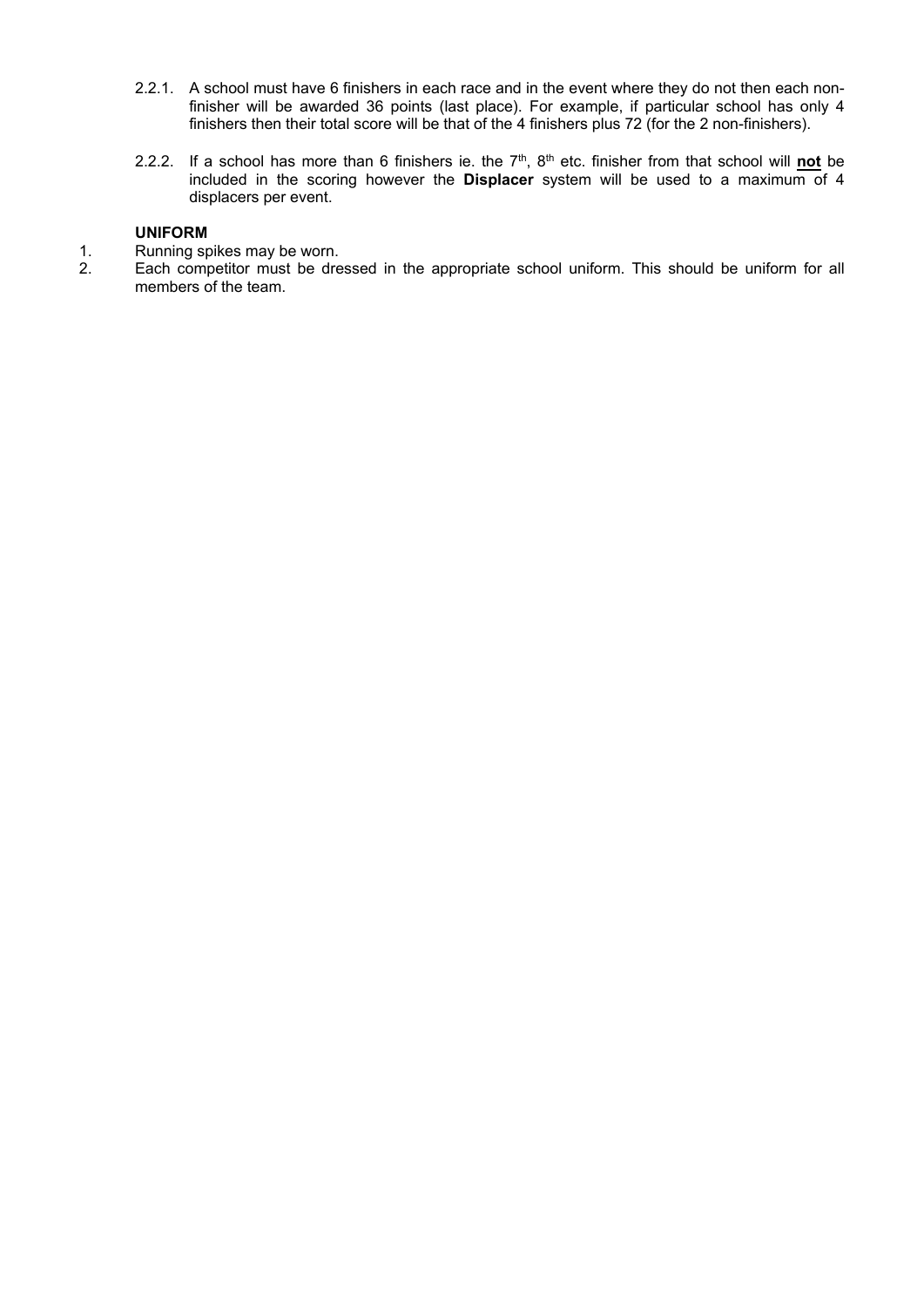2.2.1. A school must have 6 finishers in each race and in the event where they do not then each non-finisher will be awarded 36 points (last place). For example, if particular school has only 4 finishers then their total score will be that of the 4 finishers plus 72 (for the 2 non-finishers).

2.2.2. If a school has more than 6 finishers ie. the 7th, 8th etc. finisher from that school will **not** be included in the scoring however the **Displacer** system will be used to a maximum of 4 displacers per event.

**UNIFORM**

1. Running spikes may be worn.
2. Each competitor must be dressed in the appropriate school uniform. This should be uniform for all members of the team.